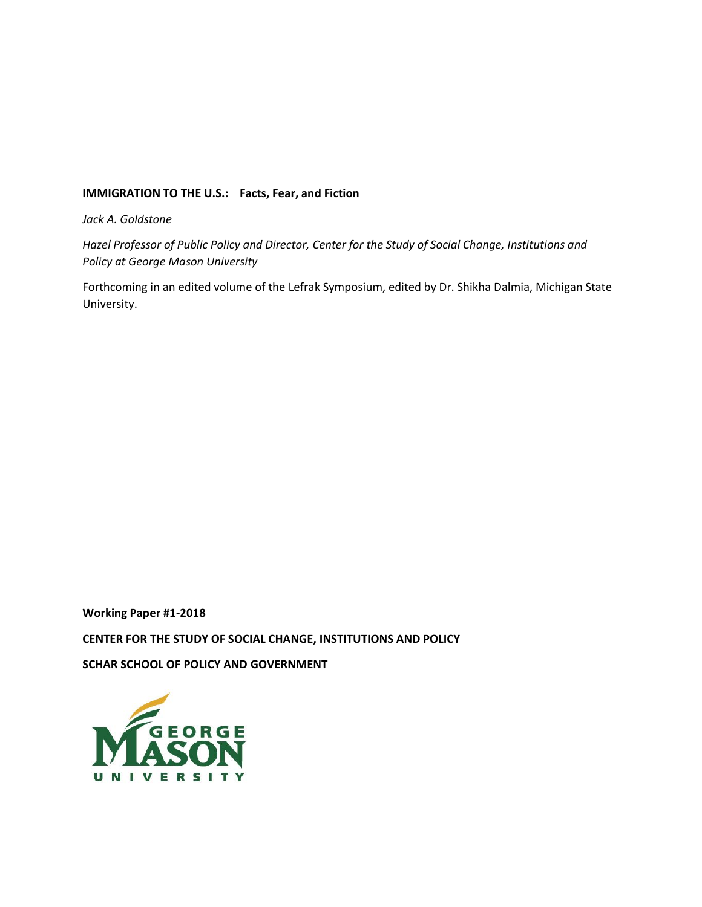**IMMIGRATION TO THE U.S.: Facts, Fear, and Fiction**

*Jack A. Goldstone*

*Hazel Professor of Public Policy and Director, Center for the Study of Social Change, Institutions and Policy at George Mason University*

Forthcoming in an edited volume of the Lefrak Symposium, edited by Dr. Shikha Dalmia, Michigan State University.

**Working Paper #1-2018**

**CENTER FOR THE STUDY OF SOCIAL CHANGE, INSTITUTIONS AND POLICY**

**SCHAR SCHOOL OF POLICY AND GOVERNMENT**

GEORGE MASON UNIVERSITY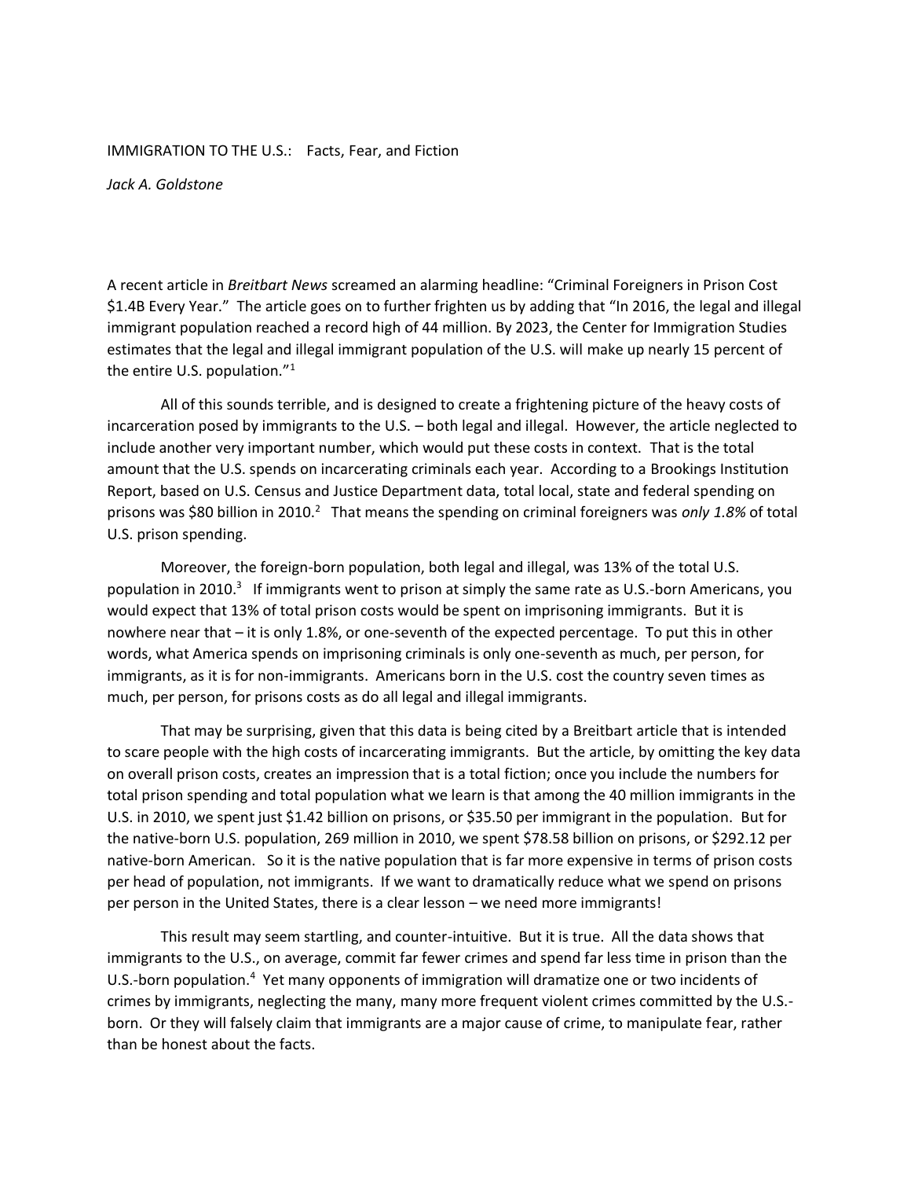IMMIGRATION TO THE U.S.: Facts, Fear, and Fiction

*Jack A. Goldstone*

A recent article in *Breitbart News* screamed an alarming headline: "Criminal Foreigners in Prison Cost $1.4B Every Year." The article goes on to further frighten us by adding that "In 2016, the legal and illegal immigrant population reached a record high of 44 million. By 2023, the Center for Immigration Studies estimates that the legal and illegal immigrant population of the U.S. will make up nearly 15 percent of the entire U.S. population."[1]

All of this sounds terrible, and is designed to create a frightening picture of the heavy costs of incarceration posed by immigrants to the U.S. – both legal and illegal. However, the article neglected to include another very important number, which would put these costs in context. That is the total amount that the U.S. spends on incarcerating criminals each year. According to a Brookings Institution Report, based on U.S. Census and Justice Department data, total local, state and federal spending on prisons was $80 billion in 2010.[2] That means the spending on criminal foreigners was *only 1.8%* of total U.S. prison spending.

Moreover, the foreign-born population, both legal and illegal, was 13% of the total U.S. population in 2010.[3] If immigrants went to prison at simply the same rate as U.S.-born Americans, you would expect that 13% of total prison costs would be spent on imprisoning immigrants. But it is nowhere near that – it is only 1.8%, or one-seventh of the expected percentage. To put this in other words, what America spends on imprisoning criminals is only one-seventh as much, per person, for immigrants, as it is for non-immigrants. Americans born in the U.S. cost the country seven times as much, per person, for prisons costs as do all legal and illegal immigrants.

That may be surprising, given that this data is being cited by a Breitbart article that is intended to scare people with the high costs of incarcerating immigrants. But the article, by omitting the key data on overall prison costs, creates an impression that is a total fiction; once you include the numbers for total prison spending and total population what we learn is that among the 40 million immigrants in the U.S. in 2010, we spent just $1.42 billion on prisons, or $35.50 per immigrant in the population. But for the native-born U.S. population, 269 million in 2010, we spent $78.58 billion on prisons, or $292.12 per native-born American. So it is the native population that is far more expensive in terms of prison costs per head of population, not immigrants. If we want to dramatically reduce what we spend on prisons per person in the United States, there is a clear lesson – we need more immigrants!

This result may seem startling, and counter-intuitive. But it is true. All the data shows that immigrants to the U.S., on average, commit far fewer crimes and spend far less time in prison than the U.S.-born population.[4] Yet many opponents of immigration will dramatize one or two incidents of crimes by immigrants, neglecting the many, many more frequent violent crimes committed by the U.S.-born. Or they will falsely claim that immigrants are a major cause of crime, to manipulate fear, rather than be honest about the facts.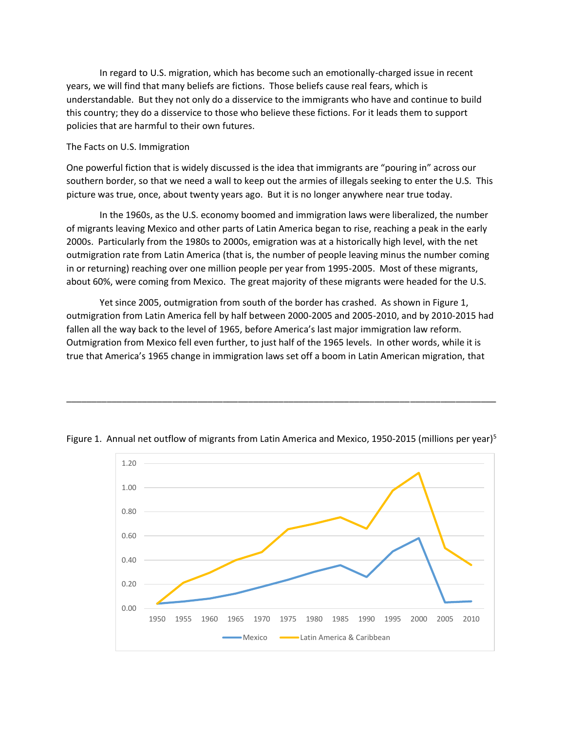In regard to U.S. migration, which has become such an emotionally-charged issue in recent years, we will find that many beliefs are fictions. Those beliefs cause real fears, which is understandable. But they not only do a disservice to the immigrants who have and continue to build this country; they do a disservice to those who believe these fictions. For it leads them to support policies that are harmful to their own futures.

## The Facts on U.S. Immigration

One powerful fiction that is widely discussed is the idea that immigrants are "pouring in" across our southern border, so that we need a wall to keep out the armies of illegals seeking to enter the U.S. This picture was true, once, about twenty years ago. But it is no longer anywhere near true today.

In the 1960s, as the U.S. economy boomed and immigration laws were liberalized, the number of migrants leaving Mexico and other parts of Latin America began to rise, reaching a peak in the early 2000s. Particularly from the 1980s to 2000s, emigration was at a historically high level, with the net outmigration rate from Latin America (that is, the number of people leaving minus the number coming in or returning) reaching over one million people per year from 1995-2005. Most of these migrants, about 60%, were coming from Mexico. The great majority of these migrants were headed for the U.S.

Yet since 2005, outmigration from south of the border has crashed. As shown in Figure 1, outmigration from Latin America fell by half between 2000-2005 and 2005-2010, and by 2010-2015 had fallen all the way back to the level of 1965, before America's last major immigration law reform. Outmigration from Mexico fell even further, to just half of the 1965 levels. In other words, while it is true that America's 1965 change in immigration laws set off a boom in Latin American migration, that

---

Figure 1. Annual net outflow of migrants from Latin America and Mexico, 1950-2015 (millions per year)[5]

1.20
1.00
0.80
0.60
0.40
0.20
0.00

1950 1955 1960 1965 1970 1975 1980 1985 1990 1995 2000 2005 2010

Mexico
Latin America & Caribbean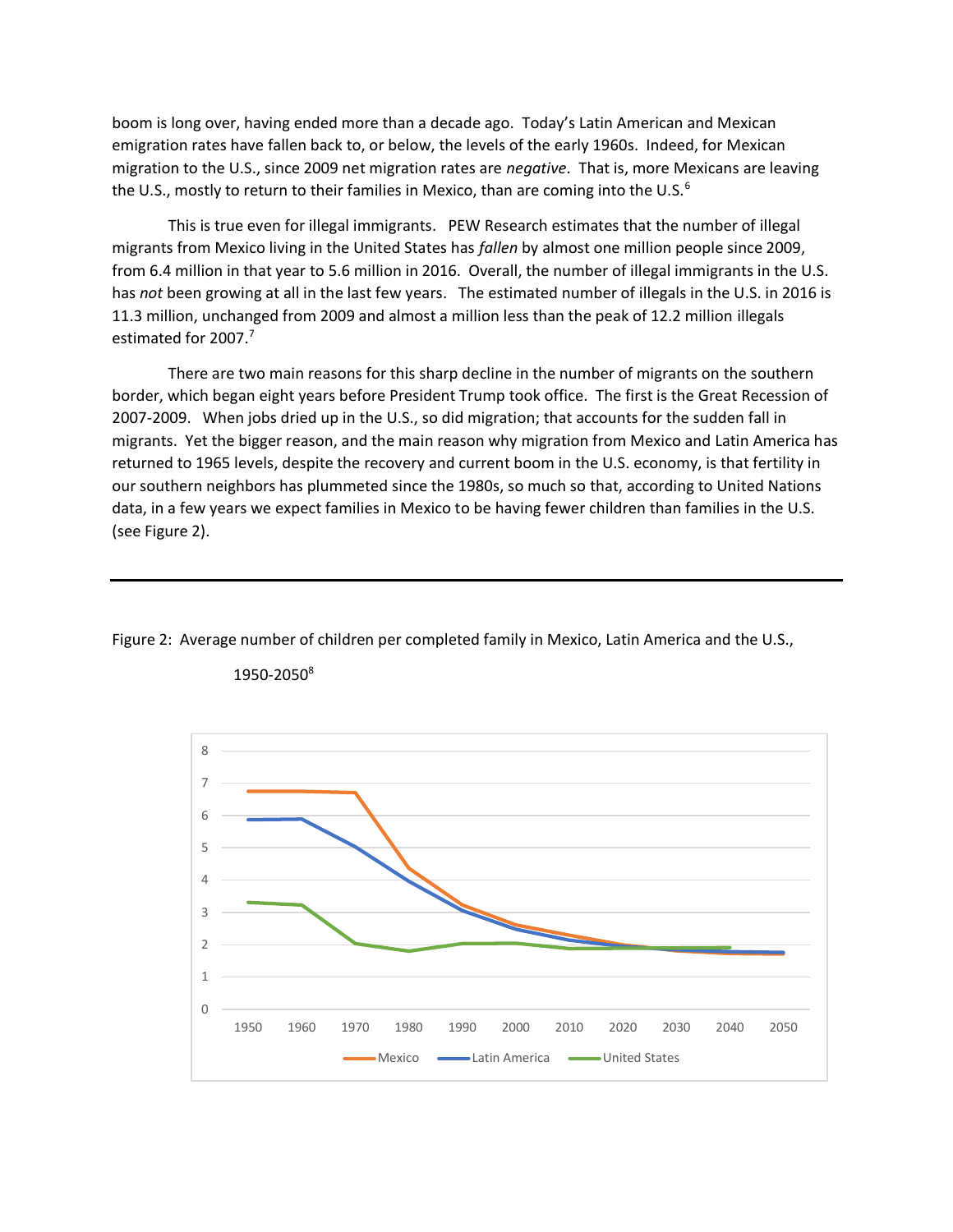boom is long over, having ended more than a decade ago. Today's Latin American and Mexican emigration rates have fallen back to, or below, the levels of the early 1960s. Indeed, for Mexican migration to the U.S., since 2009 net migration rates are *negative*. That is, more Mexicans are leaving the U.S., mostly to return to their families in Mexico, than are coming into the U.S.[6]

This is true even for illegal immigrants. PEW Research estimates that the number of illegal migrants from Mexico living in the United States has *fallen* by almost one million people since 2009, from 6.4 million in that year to 5.6 million in 2016. Overall, the number of illegal immigrants in the U.S. has *not* been growing at all in the last few years. The estimated number of illegals in the U.S. in 2016 is 11.3 million, unchanged from 2009 and almost a million less than the peak of 12.2 million illegals estimated for 2007.[7]

There are two main reasons for this sharp decline in the number of migrants on the southern border, which began eight years before President Trump took office. The first is the Great Recession of 2007-2009. When jobs dried up in the U.S., so did migration; that accounts for the sudden fall in migrants. Yet the bigger reason, and the main reason why migration from Mexico and Latin America has returned to 1965 levels, despite the recovery and current boom in the U.S. economy, is that fertility in our southern neighbors has plummeted since the 1980s, so much so that, according to United Nations data, in a few years we expect families in Mexico to be having fewer children than families in the U.S. (see Figure 2).

---

Figure 2: Average number of children per completed family in Mexico, Latin America and the U.S., 1950-2050[8]

8
7
6
5
4
3
2
1
0

1950 1960 1970 1980 1990 2000 2010 2020 2030 2040 2050

Mexico Latin America United States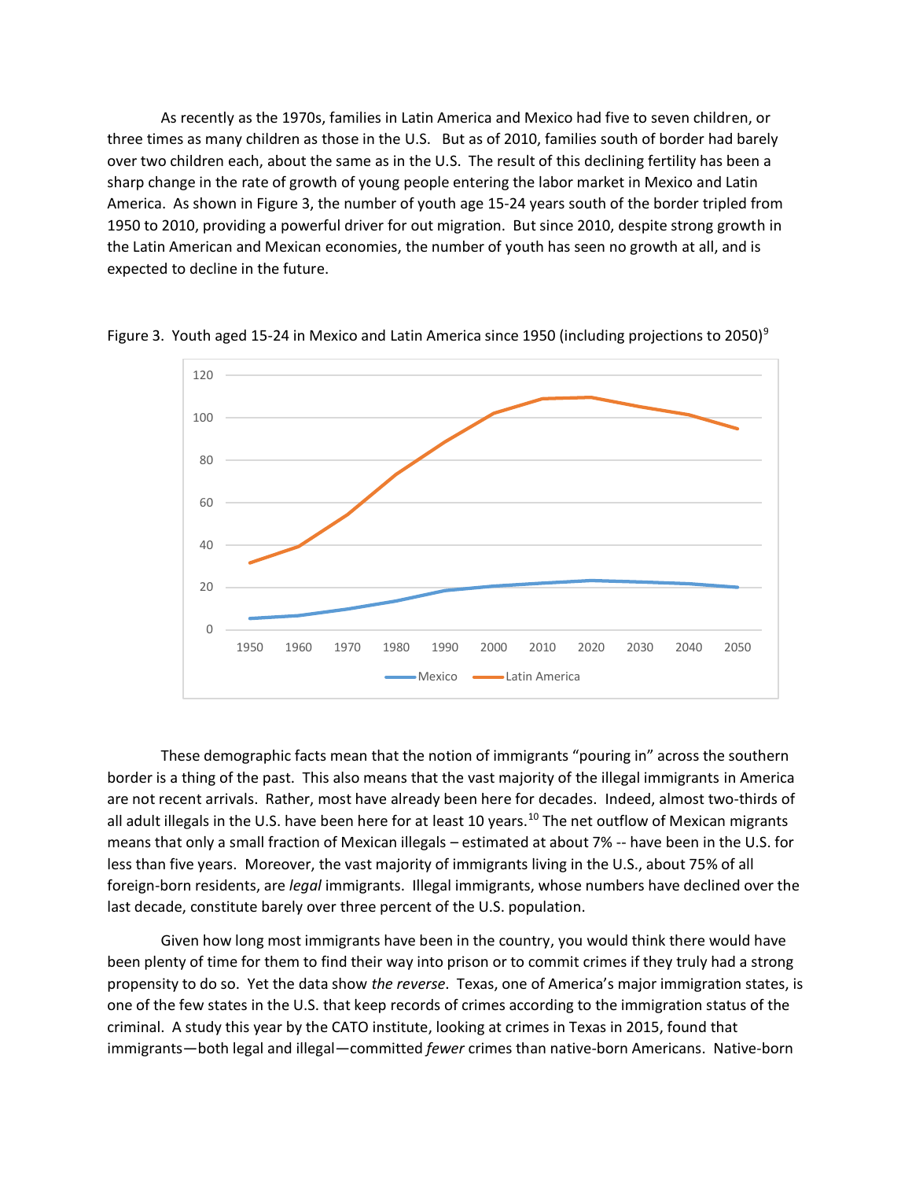As recently as the 1970s, families in Latin America and Mexico had five to seven children, or three times as many children as those in the U.S. But as of 2010, families south of border had barely over two children each, about the same as in the U.S. The result of this declining fertility has been a sharp change in the rate of growth of young people entering the labor market in Mexico and Latin America. As shown in Figure 3, the number of youth age 15-24 years south of the border tripled from 1950 to 2010, providing a powerful driver for out migration. But since 2010, despite strong growth in the Latin American and Mexican economies, the number of youth has seen no growth at all, and is expected to decline in the future.

Figure 3. Youth aged 15-24 in Mexico and Latin America since 1950 (including projections to 2050)[9]

120
100
80
60
40
20
0

1950 1960 1970 1980 1990 2000 2010 2020 2030 2040 2050

Mexico
Latin America

These demographic facts mean that the notion of immigrants "pouring in" across the southern border is a thing of the past. This also means that the vast majority of the illegal immigrants in America are not recent arrivals. Rather, most have already been here for decades. Indeed, almost two-thirds of all adult illegals in the U.S. have been here for at least 10 years.[10] The net outflow of Mexican migrants means that only a small fraction of Mexican illegals – estimated at about 7% -- have been in the U.S. for less than five years. Moreover, the vast majority of immigrants living in the U.S., about 75% of all foreign-born residents, are *legal* immigrants. Illegal immigrants, whose numbers have declined over the last decade, constitute barely over three percent of the U.S. population.

Given how long most immigrants have been in the country, you would think there would have been plenty of time for them to find their way into prison or to commit crimes if they truly had a strong propensity to do so. Yet the data show *the reverse*. Texas, one of America's major immigration states, is one of the few states in the U.S. that keep records of crimes according to the immigration status of the criminal. A study this year by the CATO institute, looking at crimes in Texas in 2015, found that immigrants—both legal and illegal—committed *fewer* crimes than native-born Americans. Native-born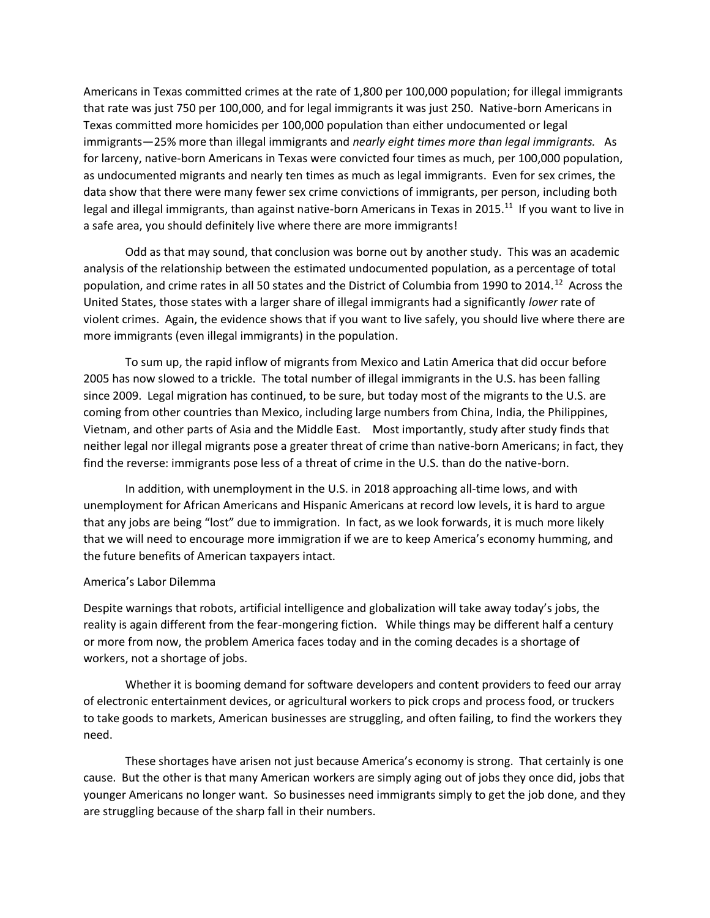Americans in Texas committed crimes at the rate of 1,800 per 100,000 population; for illegal immigrants that rate was just 750 per 100,000, and for legal immigrants it was just 250. Native-born Americans in Texas committed more homicides per 100,000 population than either undocumented or legal immigrants—25% more than illegal immigrants and *nearly eight times more than legal immigrants.* As for larceny, native-born Americans in Texas were convicted four times as much, per 100,000 population, as undocumented migrants and nearly ten times as much as legal immigrants. Even for sex crimes, the data show that there were many fewer sex crime convictions of immigrants, per person, including both legal and illegal immigrants, than against native-born Americans in Texas in 2015.[11] If you want to live in a safe area, you should definitely live where there are more immigrants!

Odd as that may sound, that conclusion was borne out by another study. This was an academic analysis of the relationship between the estimated undocumented population, as a percentage of total population, and crime rates in all 50 states and the District of Columbia from 1990 to 2014.[12] Across the United States, those states with a larger share of illegal immigrants had a significantly *lower* rate of violent crimes. Again, the evidence shows that if you want to live safely, you should live where there are more immigrants (even illegal immigrants) in the population.

To sum up, the rapid inflow of migrants from Mexico and Latin America that did occur before 2005 has now slowed to a trickle. The total number of illegal immigrants in the U.S. has been falling since 2009. Legal migration has continued, to be sure, but today most of the migrants to the U.S. are coming from other countries than Mexico, including large numbers from China, India, the Philippines, Vietnam, and other parts of Asia and the Middle East. Most importantly, study after study finds that neither legal nor illegal migrants pose a greater threat of crime than native-born Americans; in fact, they find the reverse: immigrants pose less of a threat of crime in the U.S. than do the native-born.

In addition, with unemployment in the U.S. in 2018 approaching all-time lows, and with unemployment for African Americans and Hispanic Americans at record low levels, it is hard to argue that any jobs are being "lost" due to immigration. In fact, as we look forwards, it is much more likely that we will need to encourage more immigration if we are to keep America's economy humming, and the future benefits of American taxpayers intact.

## America's Labor Dilemma

Despite warnings that robots, artificial intelligence and globalization will take away today's jobs, the reality is again different from the fear-mongering fiction. While things may be different half a century or more from now, the problem America faces today and in the coming decades is a shortage of workers, not a shortage of jobs.

Whether it is booming demand for software developers and content providers to feed our array of electronic entertainment devices, or agricultural workers to pick crops and process food, or truckers to take goods to markets, American businesses are struggling, and often failing, to find the workers they need.

These shortages have arisen not just because America's economy is strong. That certainly is one cause. But the other is that many American workers are simply aging out of jobs they once did, jobs that younger Americans no longer want. So businesses need immigrants simply to get the job done, and they are struggling because of the sharp fall in their numbers.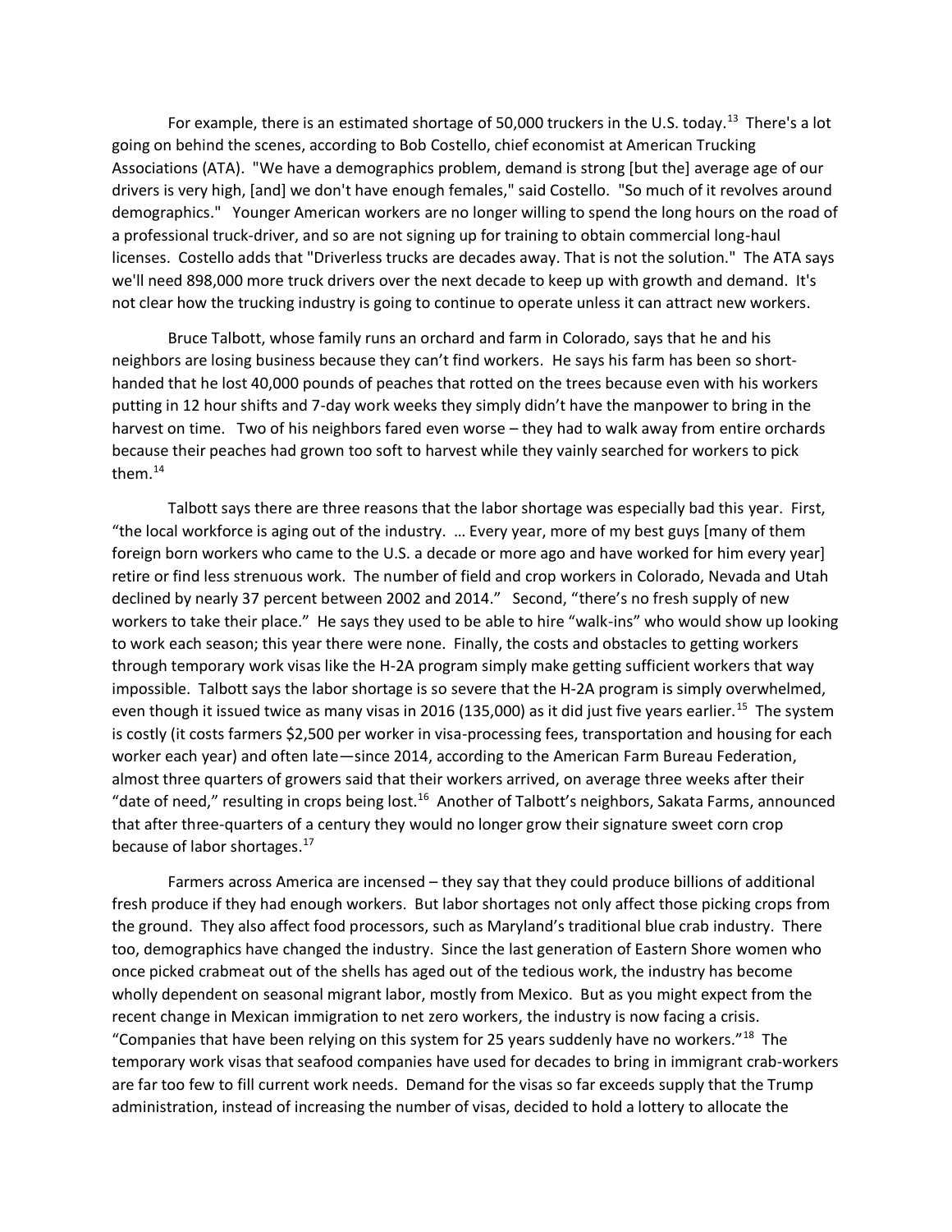For example, there is an estimated shortage of 50,000 truckers in the U.S. today.[13] There's a lot going on behind the scenes, according to Bob Costello, chief economist at American Trucking Associations (ATA). "We have a demographics problem, demand is strong [but the] average age of our drivers is very high, [and] we don't have enough females," said Costello. "So much of it revolves around demographics." Younger American workers are no longer willing to spend the long hours on the road of a professional truck-driver, and so are not signing up for training to obtain commercial long-haul licenses. Costello adds that "Driverless trucks are decades away. That is not the solution." The ATA says we'll need 898,000 more truck drivers over the next decade to keep up with growth and demand. It's not clear how the trucking industry is going to continue to operate unless it can attract new workers.

Bruce Talbott, whose family runs an orchard and farm in Colorado, says that he and his neighbors are losing business because they can't find workers. He says his farm has been so short-handed that he lost 40,000 pounds of peaches that rotted on the trees because even with his workers putting in 12 hour shifts and 7-day work weeks they simply didn't have the manpower to bring in the harvest on time. Two of his neighbors fared even worse – they had to walk away from entire orchards because their peaches had grown too soft to harvest while they vainly searched for workers to pick them.[14]

Talbott says there are three reasons that the labor shortage was especially bad this year. First, "the local workforce is aging out of the industry. … Every year, more of my best guys [many of them foreign born workers who came to the U.S. a decade or more ago and have worked for him every year] retire or find less strenuous work. The number of field and crop workers in Colorado, Nevada and Utah declined by nearly 37 percent between 2002 and 2014." Second, "there's no fresh supply of new workers to take their place." He says they used to be able to hire "walk-ins" who would show up looking to work each season; this year there were none. Finally, the costs and obstacles to getting workers through temporary work visas like the H-2A program simply make getting sufficient workers that way impossible. Talbott says the labor shortage is so severe that the H-2A program is simply overwhelmed, even though it issued twice as many visas in 2016 (135,000) as it did just five years earlier.[15] The system is costly (it costs farmers $2,500 per worker in visa-processing fees, transportation and housing for each worker each year) and often late—since 2014, according to the American Farm Bureau Federation, almost three quarters of growers said that their workers arrived, on average three weeks after their "date of need," resulting in crops being lost.[16] Another of Talbott's neighbors, Sakata Farms, announced that after three-quarters of a century they would no longer grow their signature sweet corn crop because of labor shortages.[17]

Farmers across America are incensed – they say that they could produce billions of additional fresh produce if they had enough workers. But labor shortages not only affect those picking crops from the ground. They also affect food processors, such as Maryland's traditional blue crab industry. There too, demographics have changed the industry. Since the last generation of Eastern Shore women who once picked crabmeat out of the shells has aged out of the tedious work, the industry has become wholly dependent on seasonal migrant labor, mostly from Mexico. But as you might expect from the recent change in Mexican immigration to net zero workers, the industry is now facing a crisis. "Companies that have been relying on this system for 25 years suddenly have no workers."[18] The temporary work visas that seafood companies have used for decades to bring in immigrant crab-workers are far too few to fill current work needs. Demand for the visas so far exceeds supply that the Trump administration, instead of increasing the number of visas, decided to hold a lottery to allocate the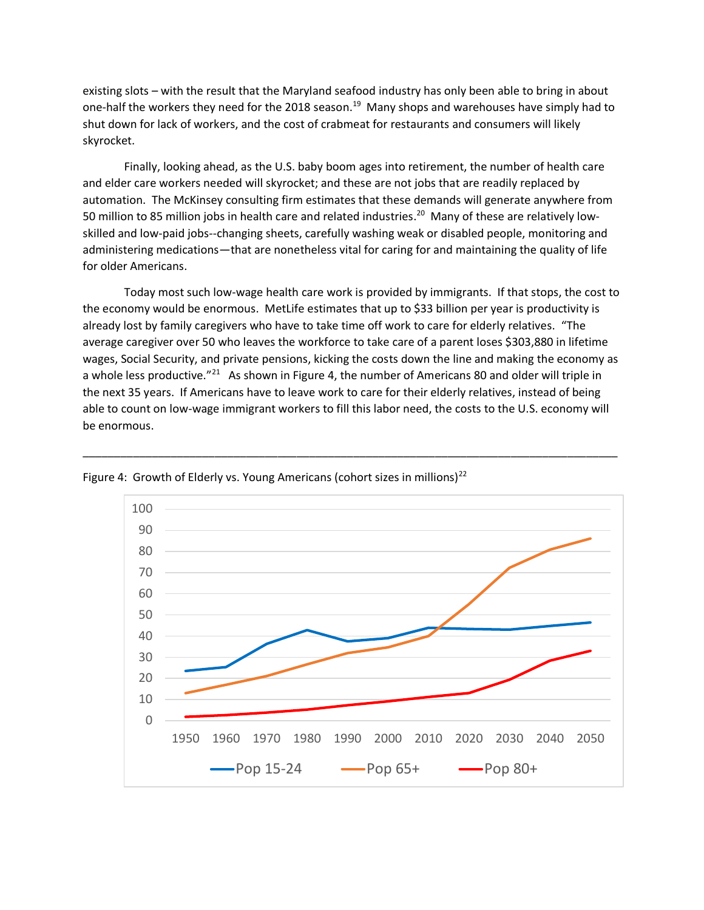existing slots – with the result that the Maryland seafood industry has only been able to bring in about one-half the workers they need for the 2018 season.[19] Many shops and warehouses have simply had to shut down for lack of workers, and the cost of crabmeat for restaurants and consumers will likely skyrocket.

Finally, looking ahead, as the U.S. baby boom ages into retirement, the number of health care and elder care workers needed will skyrocket; and these are not jobs that are readily replaced by automation. The McKinsey consulting firm estimates that these demands will generate anywhere from 50 million to 85 million jobs in health care and related industries.[20] Many of these are relatively low-skilled and low-paid jobs--changing sheets, carefully washing weak or disabled people, monitoring and administering medications—that are nonetheless vital for caring for and maintaining the quality of life for older Americans.

Today most such low-wage health care work is provided by immigrants. If that stops, the cost to the economy would be enormous. MetLife estimates that up to $33 billion per year is productivity is already lost by family caregivers who have to take time off work to care for elderly relatives. "The average caregiver over 50 who leaves the workforce to take care of a parent loses $303,880 in lifetime wages, Social Security, and private pensions, kicking the costs down the line and making the economy as a whole less productive."[21] As shown in Figure 4, the number of Americans 80 and older will triple in the next 35 years. If Americans have to leave work to care for their elderly relatives, instead of being able to count on low-wage immigrant workers to fill this labor need, the costs to the U.S. economy will be enormous.

---

Figure 4: Growth of Elderly vs. Young Americans (cohort sizes in millions)[22]

100
90
80
70
60
50
40
30
20
10
0

1950 1960 1970 1980 1990 2000 2010 2020 2030 2040 2050

Pop 15-24 Pop 65+ Pop 80+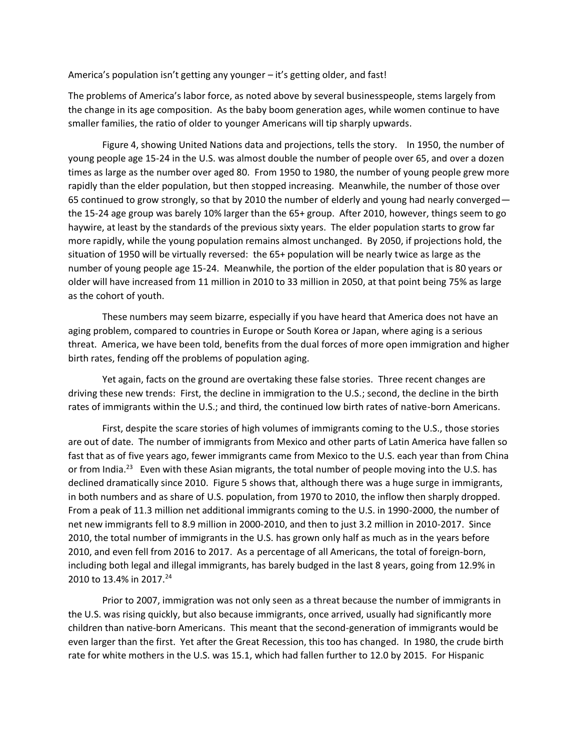America's population isn't getting any younger – it's getting older, and fast!

The problems of America's labor force, as noted above by several businesspeople, stems largely from the change in its age composition. As the baby boom generation ages, while women continue to have smaller families, the ratio of older to younger Americans will tip sharply upwards.

Figure 4, showing United Nations data and projections, tells the story. In 1950, the number of young people age 15-24 in the U.S. was almost double the number of people over 65, and over a dozen times as large as the number over aged 80. From 1950 to 1980, the number of young people grew more rapidly than the elder population, but then stopped increasing. Meanwhile, the number of those over 65 continued to grow strongly, so that by 2010 the number of elderly and young had nearly converged—the 15-24 age group was barely 10% larger than the 65+ group. After 2010, however, things seem to go haywire, at least by the standards of the previous sixty years. The elder population starts to grow far more rapidly, while the young population remains almost unchanged. By 2050, if projections hold, the situation of 1950 will be virtually reversed: the 65+ population will be nearly twice as large as the number of young people age 15-24. Meanwhile, the portion of the elder population that is 80 years or older will have increased from 11 million in 2010 to 33 million in 2050, at that point being 75% as large as the cohort of youth.

These numbers may seem bizarre, especially if you have heard that America does not have an aging problem, compared to countries in Europe or South Korea or Japan, where aging is a serious threat. America, we have been told, benefits from the dual forces of more open immigration and higher birth rates, fending off the problems of population aging.

Yet again, facts on the ground are overtaking these false stories. Three recent changes are driving these new trends: First, the decline in immigration to the U.S.; second, the decline in the birth rates of immigrants within the U.S.; and third, the continued low birth rates of native-born Americans.

First, despite the scare stories of high volumes of immigrants coming to the U.S., those stories are out of date. The number of immigrants from Mexico and other parts of Latin America have fallen so fast that as of five years ago, fewer immigrants came from Mexico to the U.S. each year than from China or from India.[23] Even with these Asian migrants, the total number of people moving into the U.S. has declined dramatically since 2010. Figure 5 shows that, although there was a huge surge in immigrants, in both numbers and as share of U.S. population, from 1970 to 2010, the inflow then sharply dropped. From a peak of 11.3 million net additional immigrants coming to the U.S. in 1990-2000, the number of net new immigrants fell to 8.9 million in 2000-2010, and then to just 3.2 million in 2010-2017. Since 2010, the total number of immigrants in the U.S. has grown only half as much as in the years before 2010, and even fell from 2016 to 2017. As a percentage of all Americans, the total of foreign-born, including both legal and illegal immigrants, has barely budged in the last 8 years, going from 12.9% in 2010 to 13.4% in 2017.[24]

Prior to 2007, immigration was not only seen as a threat because the number of immigrants in the U.S. was rising quickly, but also because immigrants, once arrived, usually had significantly more children than native-born Americans. This meant that the second-generation of immigrants would be even larger than the first. Yet after the Great Recession, this too has changed. In 1980, the crude birth rate for white mothers in the U.S. was 15.1, which had fallen further to 12.0 by 2015. For Hispanic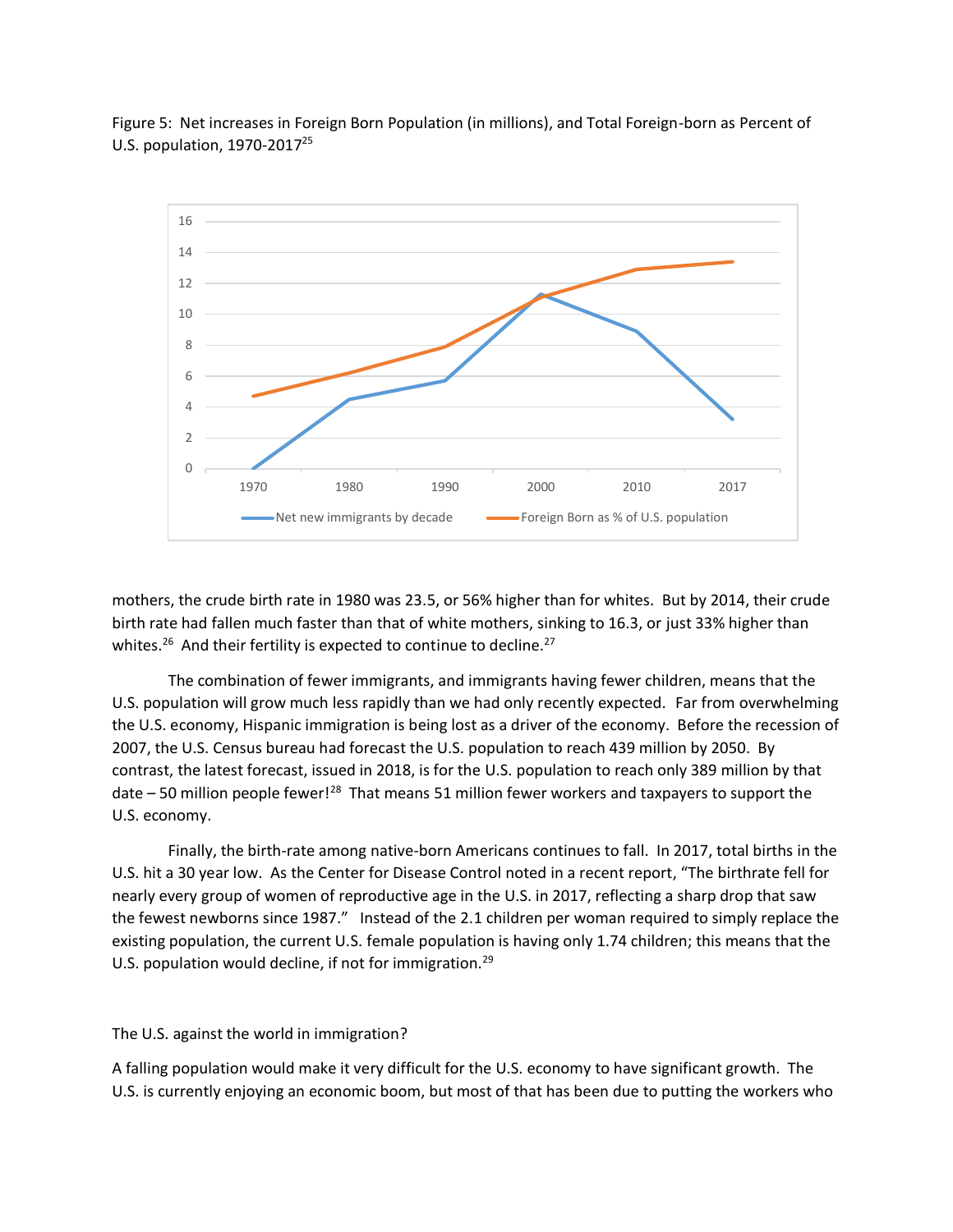Figure 5: Net increases in Foreign Born Population (in millions), and Total Foreign-born as Percent of U.S. population, 1970-2017[25]

16
14
12
10
8
6
4
2
0

1970 1980 1990 2000 2010 2017

Net new immigrants by decade
Foreign Born as % of U.S. population

mothers, the crude birth rate in 1980 was 23.5, or 56% higher than for whites. But by 2014, their crude birth rate had fallen much faster than that of white mothers, sinking to 16.3, or just 33% higher than whites.[26] And their fertility is expected to continue to decline.[27]

The combination of fewer immigrants, and immigrants having fewer children, means that the U.S. population will grow much less rapidly than we had only recently expected. Far from overwhelming the U.S. economy, Hispanic immigration is being lost as a driver of the economy. Before the recession of 2007, the U.S. Census bureau had forecast the U.S. population to reach 439 million by 2050. By contrast, the latest forecast, issued in 2018, is for the U.S. population to reach only 389 million by that date – 50 million people fewer![28] That means 51 million fewer workers and taxpayers to support the U.S. economy.

Finally, the birth-rate among native-born Americans continues to fall. In 2017, total births in the U.S. hit a 30 year low. As the Center for Disease Control noted in a recent report, "The birthrate fell for nearly every group of women of reproductive age in the U.S. in 2017, reflecting a sharp drop that saw the fewest newborns since 1987." Instead of the 2.1 children per woman required to simply replace the existing population, the current U.S. female population is having only 1.74 children; this means that the U.S. population would decline, if not for immigration.[29]

## The U.S. against the world in immigration?

A falling population would make it very difficult for the U.S. economy to have significant growth. The U.S. is currently enjoying an economic boom, but most of that has been due to putting the workers who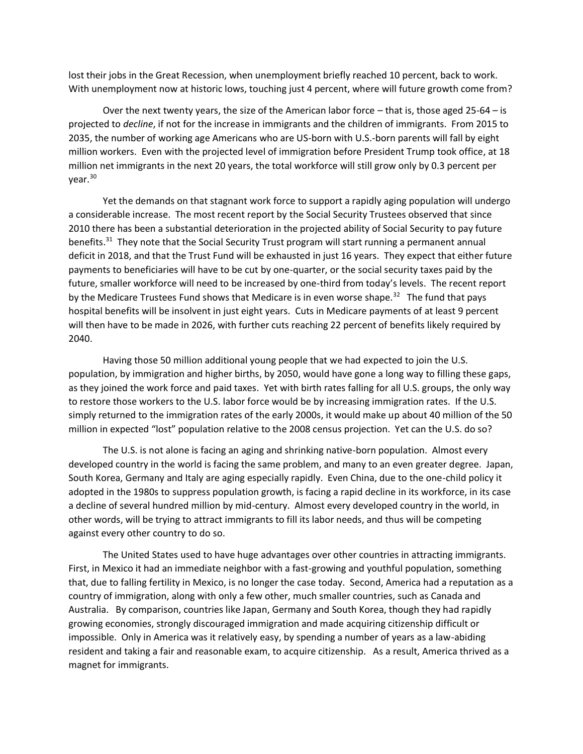lost their jobs in the Great Recession, when unemployment briefly reached 10 percent, back to work. With unemployment now at historic lows, touching just 4 percent, where will future growth come from?

Over the next twenty years, the size of the American labor force – that is, those aged 25-64 – is projected to *decline*, if not for the increase in immigrants and the children of immigrants. From 2015 to 2035, the number of working age Americans who are US-born with U.S.-born parents will fall by eight million workers. Even with the projected level of immigration before President Trump took office, at 18 million net immigrants in the next 20 years, the total workforce will still grow only by 0.3 percent per year.[30]

Yet the demands on that stagnant work force to support a rapidly aging population will undergo a considerable increase. The most recent report by the Social Security Trustees observed that since 2010 there has been a substantial deterioration in the projected ability of Social Security to pay future benefits.[31] They note that the Social Security Trust program will start running a permanent annual deficit in 2018, and that the Trust Fund will be exhausted in just 16 years. They expect that either future payments to beneficiaries will have to be cut by one-quarter, or the social security taxes paid by the future, smaller workforce will need to be increased by one-third from today's levels. The recent report by the Medicare Trustees Fund shows that Medicare is in even worse shape.[32] The fund that pays hospital benefits will be insolvent in just eight years. Cuts in Medicare payments of at least 9 percent will then have to be made in 2026, with further cuts reaching 22 percent of benefits likely required by 2040.

Having those 50 million additional young people that we had expected to join the U.S. population, by immigration and higher births, by 2050, would have gone a long way to filling these gaps, as they joined the work force and paid taxes. Yet with birth rates falling for all U.S. groups, the only way to restore those workers to the U.S. labor force would be by increasing immigration rates. If the U.S. simply returned to the immigration rates of the early 2000s, it would make up about 40 million of the 50 million in expected "lost" population relative to the 2008 census projection. Yet can the U.S. do so?

The U.S. is not alone is facing an aging and shrinking native-born population. Almost every developed country in the world is facing the same problem, and many to an even greater degree. Japan, South Korea, Germany and Italy are aging especially rapidly. Even China, due to the one-child policy it adopted in the 1980s to suppress population growth, is facing a rapid decline in its workforce, in its case a decline of several hundred million by mid-century. Almost every developed country in the world, in other words, will be trying to attract immigrants to fill its labor needs, and thus will be competing against every other country to do so.

The United States used to have huge advantages over other countries in attracting immigrants. First, in Mexico it had an immediate neighbor with a fast-growing and youthful population, something that, due to falling fertility in Mexico, is no longer the case today. Second, America had a reputation as a country of immigration, along with only a few other, much smaller countries, such as Canada and Australia. By comparison, countries like Japan, Germany and South Korea, though they had rapidly growing economies, strongly discouraged immigration and made acquiring citizenship difficult or impossible. Only in America was it relatively easy, by spending a number of years as a law-abiding resident and taking a fair and reasonable exam, to acquire citizenship. As a result, America thrived as a magnet for immigrants.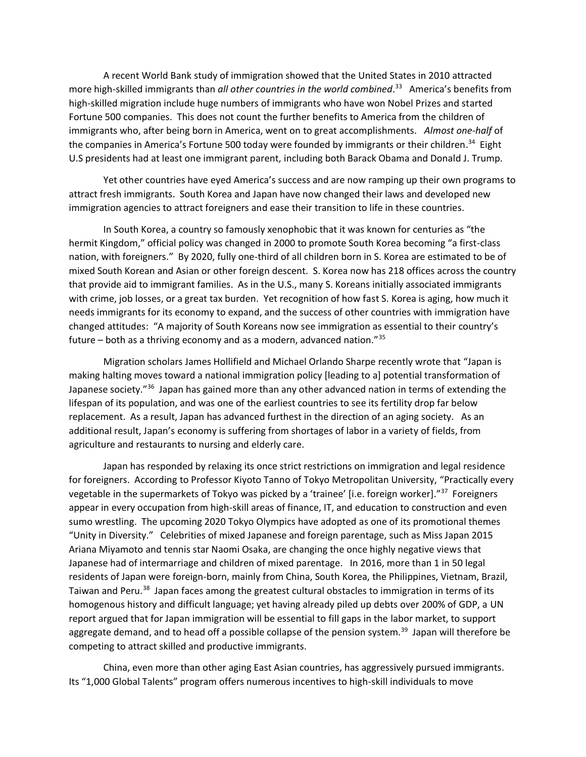A recent World Bank study of immigration showed that the United States in 2010 attracted more high-skilled immigrants than *all other countries in the world combined*.[33] America's benefits from high-skilled migration include huge numbers of immigrants who have won Nobel Prizes and started Fortune 500 companies. This does not count the further benefits to America from the children of immigrants who, after being born in America, went on to great accomplishments. *Almost one-half* of the companies in America's Fortune 500 today were founded by immigrants or their children.[34] Eight U.S presidents had at least one immigrant parent, including both Barack Obama and Donald J. Trump.

Yet other countries have eyed America's success and are now ramping up their own programs to attract fresh immigrants. South Korea and Japan have now changed their laws and developed new immigration agencies to attract foreigners and ease their transition to life in these countries.

In South Korea, a country so famously xenophobic that it was known for centuries as "the hermit Kingdom," official policy was changed in 2000 to promote South Korea becoming "a first-class nation, with foreigners." By 2020, fully one-third of all children born in S. Korea are estimated to be of mixed South Korean and Asian or other foreign descent. S. Korea now has 218 offices across the country that provide aid to immigrant families. As in the U.S., many S. Koreans initially associated immigrants with crime, job losses, or a great tax burden. Yet recognition of how fast S. Korea is aging, how much it needs immigrants for its economy to expand, and the success of other countries with immigration have changed attitudes: "A majority of South Koreans now see immigration as essential to their country's future – both as a thriving economy and as a modern, advanced nation."[35]

Migration scholars James Hollifield and Michael Orlando Sharpe recently wrote that "Japan is making halting moves toward a national immigration policy [leading to a] potential transformation of Japanese society."[36] Japan has gained more than any other advanced nation in terms of extending the lifespan of its population, and was one of the earliest countries to see its fertility drop far below replacement. As a result, Japan has advanced furthest in the direction of an aging society. As an additional result, Japan's economy is suffering from shortages of labor in a variety of fields, from agriculture and restaurants to nursing and elderly care.

Japan has responded by relaxing its once strict restrictions on immigration and legal residence for foreigners. According to Professor Kiyoto Tanno of Tokyo Metropolitan University, "Practically every vegetable in the supermarkets of Tokyo was picked by a 'trainee' [i.e. foreign worker]."[37] Foreigners appear in every occupation from high-skill areas of finance, IT, and education to construction and even sumo wrestling. The upcoming 2020 Tokyo Olympics have adopted as one of its promotional themes "Unity in Diversity." Celebrities of mixed Japanese and foreign parentage, such as Miss Japan 2015 Ariana Miyamoto and tennis star Naomi Osaka, are changing the once highly negative views that Japanese had of intermarriage and children of mixed parentage. In 2016, more than 1 in 50 legal residents of Japan were foreign-born, mainly from China, South Korea, the Philippines, Vietnam, Brazil, Taiwan and Peru.[38] Japan faces among the greatest cultural obstacles to immigration in terms of its homogenous history and difficult language; yet having already piled up debts over 200% of GDP, a UN report argued that for Japan immigration will be essential to fill gaps in the labor market, to support aggregate demand, and to head off a possible collapse of the pension system.[39] Japan will therefore be competing to attract skilled and productive immigrants.

China, even more than other aging East Asian countries, has aggressively pursued immigrants. Its "1,000 Global Talents" program offers numerous incentives to high-skill individuals to move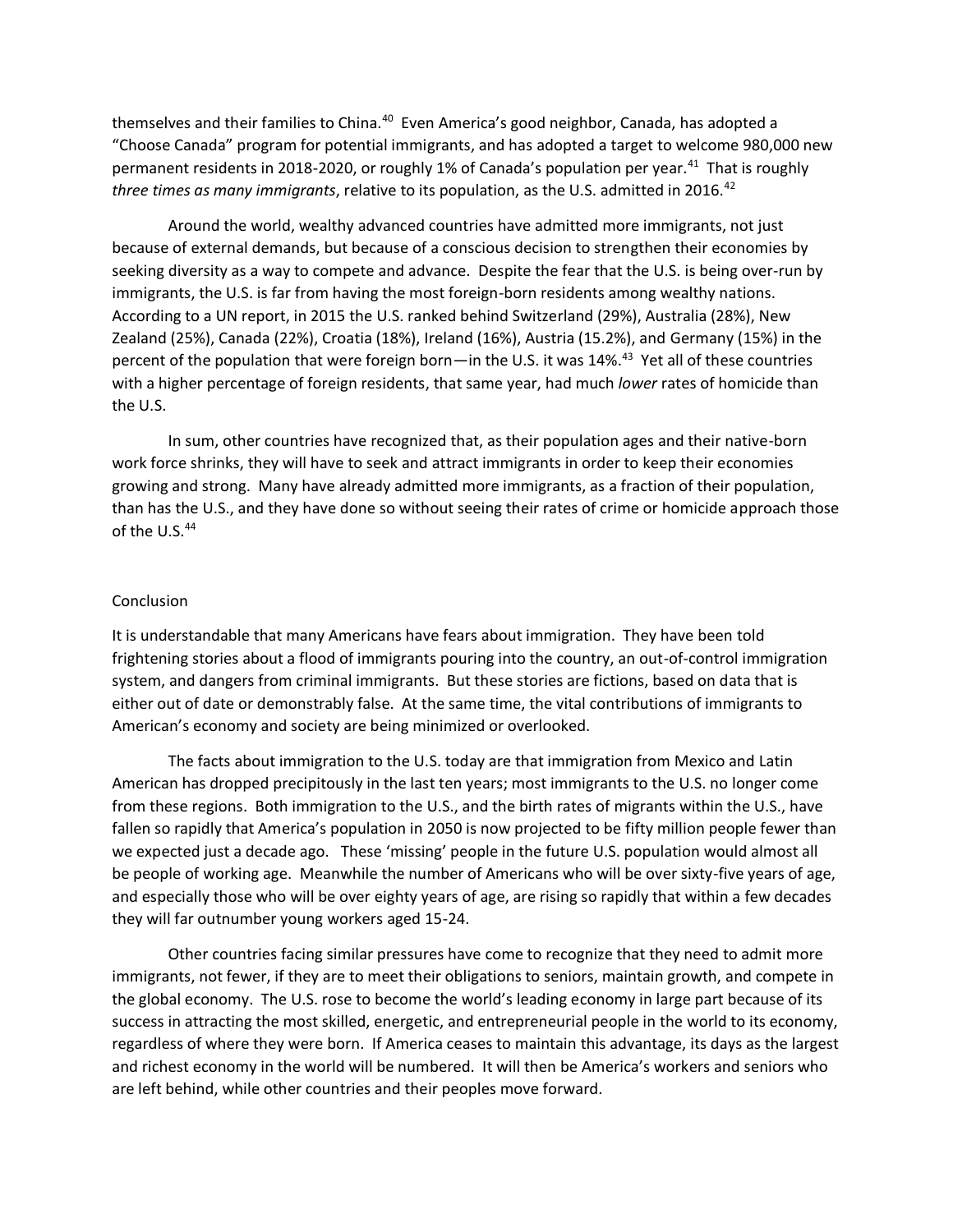themselves and their families to China.[40] Even America's good neighbor, Canada, has adopted a "Choose Canada" program for potential immigrants, and has adopted a target to welcome 980,000 new permanent residents in 2018-2020, or roughly 1% of Canada's population per year.[41] That is roughly *three times as many immigrants*, relative to its population, as the U.S. admitted in 2016.[42]

Around the world, wealthy advanced countries have admitted more immigrants, not just because of external demands, but because of a conscious decision to strengthen their economies by seeking diversity as a way to compete and advance. Despite the fear that the U.S. is being over-run by immigrants, the U.S. is far from having the most foreign-born residents among wealthy nations. According to a UN report, in 2015 the U.S. ranked behind Switzerland (29%), Australia (28%), New Zealand (25%), Canada (22%), Croatia (18%), Ireland (16%), Austria (15.2%), and Germany (15%) in the percent of the population that were foreign born—in the U.S. it was 14%.[43] Yet all of these countries with a higher percentage of foreign residents, that same year, had much *lower* rates of homicide than the U.S.

In sum, other countries have recognized that, as their population ages and their native-born work force shrinks, they will have to seek and attract immigrants in order to keep their economies growing and strong. Many have already admitted more immigrants, as a fraction of their population, than has the U.S., and they have done so without seeing their rates of crime or homicide approach those of the U.S.[44]

## Conclusion

It is understandable that many Americans have fears about immigration. They have been told frightening stories about a flood of immigrants pouring into the country, an out-of-control immigration system, and dangers from criminal immigrants. But these stories are fictions, based on data that is either out of date or demonstrably false. At the same time, the vital contributions of immigrants to American's economy and society are being minimized or overlooked.

The facts about immigration to the U.S. today are that immigration from Mexico and Latin American has dropped precipitously in the last ten years; most immigrants to the U.S. no longer come from these regions. Both immigration to the U.S., and the birth rates of migrants within the U.S., have fallen so rapidly that America's population in 2050 is now projected to be fifty million people fewer than we expected just a decade ago. These 'missing' people in the future U.S. population would almost all be people of working age. Meanwhile the number of Americans who will be over sixty-five years of age, and especially those who will be over eighty years of age, are rising so rapidly that within a few decades they will far outnumber young workers aged 15-24.

Other countries facing similar pressures have come to recognize that they need to admit more immigrants, not fewer, if they are to meet their obligations to seniors, maintain growth, and compete in the global economy. The U.S. rose to become the world's leading economy in large part because of its success in attracting the most skilled, energetic, and entrepreneurial people in the world to its economy, regardless of where they were born. If America ceases to maintain this advantage, its days as the largest and richest economy in the world will be numbered. It will then be America's workers and seniors who are left behind, while other countries and their peoples move forward.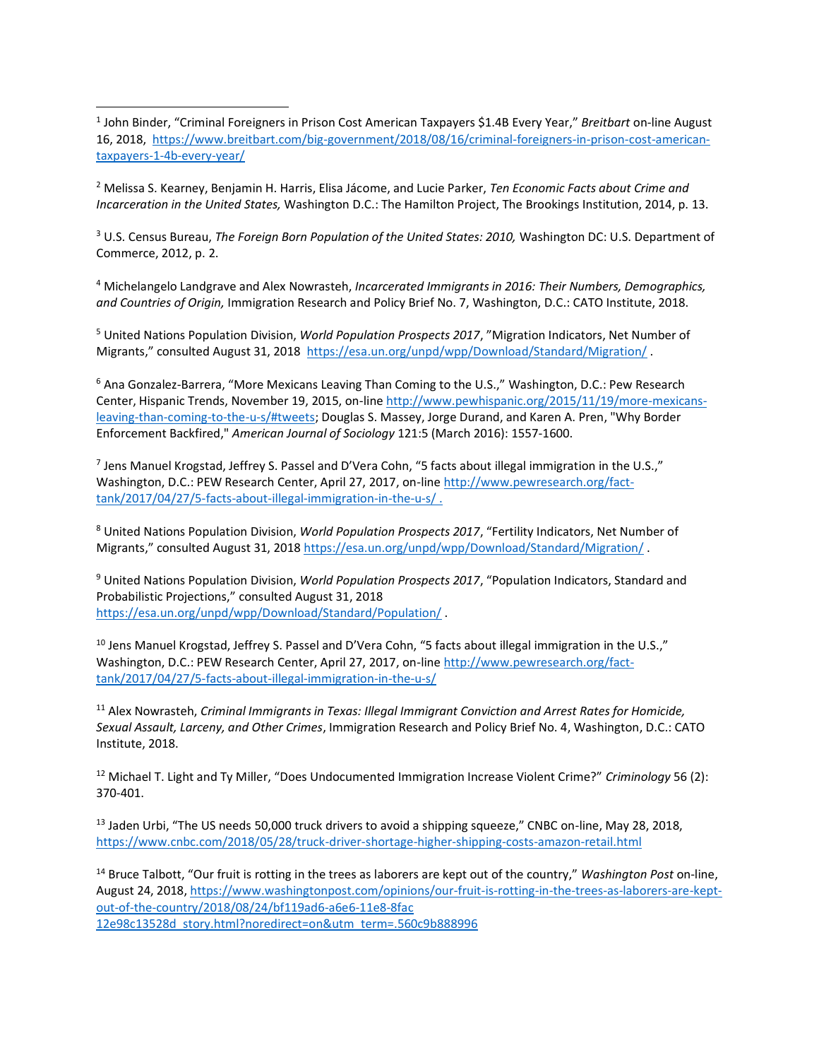[1] John Binder, "Criminal Foreigners in Prison Cost American Taxpayers $1.4B Every Year," *Breitbart* on-line August 16, 2018, https://www.breitbart.com/big-government/2018/08/16/criminal-foreigners-in-prison-cost-american-taxpayers-1-4b-every-year/

[2] Melissa S. Kearney, Benjamin H. Harris, Elisa Jácome, and Lucie Parker, *Ten Economic Facts about Crime and Incarceration in the United States,* Washington D.C.: The Hamilton Project, The Brookings Institution, 2014, p. 13.

[3] U.S. Census Bureau, *The Foreign Born Population of the United States: 2010,* Washington DC: U.S. Department of Commerce, 2012, p. 2.

[4] Michelangelo Landgrave and Alex Nowrasteh, *Incarcerated Immigrants in 2016: Their Numbers, Demographics, and Countries of Origin,* Immigration Research and Policy Brief No. 7, Washington, D.C.: CATO Institute, 2018.

[5] United Nations Population Division, *World Population Prospects 2017*, "Migration Indicators, Net Number of Migrants," consulted August 31, 2018 https://esa.un.org/unpd/wpp/Download/Standard/Migration/ .

[6] Ana Gonzalez-Barrera, "More Mexicans Leaving Than Coming to the U.S.," Washington, D.C.: Pew Research Center, Hispanic Trends, November 19, 2015, on-line http://www.pewhispanic.org/2015/11/19/more-mexicans-leaving-than-coming-to-the-u-s/#tweets; Douglas S. Massey, Jorge Durand, and Karen A. Pren, "Why Border Enforcement Backfired," *American Journal of Sociology* 121:5 (March 2016): 1557-1600.

[7] Jens Manuel Krogstad, Jeffrey S. Passel and D'Vera Cohn, "5 facts about illegal immigration in the U.S.," Washington, D.C.: PEW Research Center, April 27, 2017, on-line http://www.pewresearch.org/fact-tank/2017/04/27/5-facts-about-illegal-immigration-in-the-u-s/ .

[8] United Nations Population Division, *World Population Prospects 2017*, "Fertility Indicators, Net Number of Migrants," consulted August 31, 2018 https://esa.un.org/unpd/wpp/Download/Standard/Migration/ .

[9] United Nations Population Division, *World Population Prospects 2017*, "Population Indicators, Standard and Probabilistic Projections," consulted August 31, 2018 https://esa.un.org/unpd/wpp/Download/Standard/Population/ .

[10] Jens Manuel Krogstad, Jeffrey S. Passel and D'Vera Cohn, "5 facts about illegal immigration in the U.S.," Washington, D.C.: PEW Research Center, April 27, 2017, on-line http://www.pewresearch.org/fact-tank/2017/04/27/5-facts-about-illegal-immigration-in-the-u-s/

[11] Alex Nowrasteh, *Criminal Immigrants in Texas: Illegal Immigrant Conviction and Arrest Rates for Homicide, Sexual Assault, Larceny, and Other Crimes*, Immigration Research and Policy Brief No. 4, Washington, D.C.: CATO Institute, 2018.

[12] Michael T. Light and Ty Miller, "Does Undocumented Immigration Increase Violent Crime?" *Criminology* 56 (2): 370-401.

[13] Jaden Urbi, "The US needs 50,000 truck drivers to avoid a shipping squeeze," CNBC on-line, May 28, 2018, https://www.cnbc.com/2018/05/28/truck-driver-shortage-higher-shipping-costs-amazon-retail.html

[14] Bruce Talbott, "Our fruit is rotting in the trees as laborers are kept out of the country," *Washington Post* on-line, August 24, 2018, https://www.washingtonpost.com/opinions/our-fruit-is-rotting-in-the-trees-as-laborers-are-kept-out-of-the-country/2018/08/24/bf119ad6-a6e6-11e8-8fac 12e98c13528d_story.html?noredirect=on&utm_term=.560c9b888996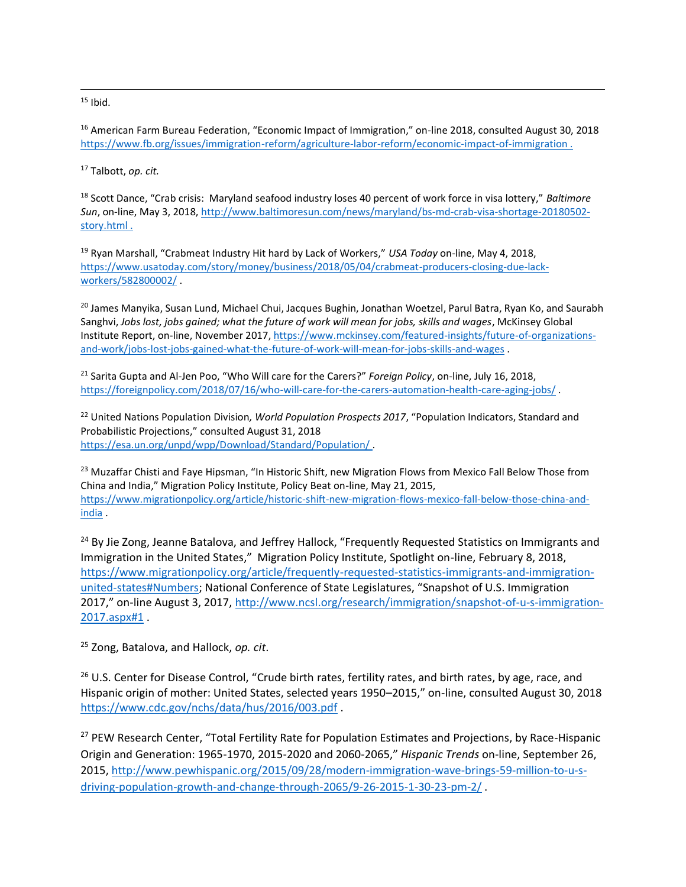[15] Ibid.

[16] American Farm Bureau Federation, "Economic Impact of Immigration," on-line 2018, consulted August 30, 2018 https://www.fb.org/issues/immigration-reform/agriculture-labor-reform/economic-impact-of-immigration .

[17] Talbott, *op. cit.*

[18] Scott Dance, "Crab crisis: Maryland seafood industry loses 40 percent of work force in visa lottery," *Baltimore Sun*, on-line, May 3, 2018, http://www.baltimoresun.com/news/maryland/bs-md-crab-visa-shortage-20180502-story.html .

[19] Ryan Marshall, "Crabmeat Industry Hit hard by Lack of Workers," *USA Today* on-line, May 4, 2018, https://www.usatoday.com/story/money/business/2018/05/04/crabmeat-producers-closing-due-lack-workers/582800002/ .

[20] James Manyika, Susan Lund, Michael Chui, Jacques Bughin, Jonathan Woetzel, Parul Batra, Ryan Ko, and Saurabh Sanghvi, *Jobs lost, jobs gained; what the future of work will mean for jobs, skills and wages*, McKinsey Global Institute Report, on-line, November 2017, https://www.mckinsey.com/featured-insights/future-of-organizations-and-work/jobs-lost-jobs-gained-what-the-future-of-work-will-mean-for-jobs-skills-and-wages .

[21] Sarita Gupta and Al-Jen Poo, "Who Will care for the Carers?" *Foreign Policy*, on-line, July 16, 2018, https://foreignpolicy.com/2018/07/16/who-will-care-for-the-carers-automation-health-care-aging-jobs/ .

[22] United Nations Population Division*, World Population Prospects 2017*, "Population Indicators, Standard and Probabilistic Projections," consulted August 31, 2018 https://esa.un.org/unpd/wpp/Download/Standard/Population/ .

[23] Muzaffar Chisti and Faye Hipsman, "In Historic Shift, new Migration Flows from Mexico Fall Below Those from China and India," Migration Policy Institute, Policy Beat on-line, May 21, 2015, https://www.migrationpolicy.org/article/historic-shift-new-migration-flows-mexico-fall-below-those-china-and-india .

[24] By Jie Zong, Jeanne Batalova, and Jeffrey Hallock, "Frequently Requested Statistics on Immigrants and Immigration in the United States," Migration Policy Institute, Spotlight on-line, February 8, 2018, https://www.migrationpolicy.org/article/frequently-requested-statistics-immigrants-and-immigration-united-states#Numbers; National Conference of State Legislatures, "Snapshot of U.S. Immigration 2017," on-line August 3, 2017, http://www.ncsl.org/research/immigration/snapshot-of-u-s-immigration-2017.aspx#1 .

[25] Zong, Batalova, and Hallock, *op. cit*.

[26] U.S. Center for Disease Control, "Crude birth rates, fertility rates, and birth rates, by age, race, and Hispanic origin of mother: United States, selected years 1950–2015," on-line, consulted August 30, 2018 https://www.cdc.gov/nchs/data/hus/2016/003.pdf .

[27] PEW Research Center, "Total Fertility Rate for Population Estimates and Projections, by Race-Hispanic Origin and Generation: 1965-1970, 2015-2020 and 2060-2065," *Hispanic Trends* on-line, September 26, 2015, http://www.pewhispanic.org/2015/09/28/modern-immigration-wave-brings-59-million-to-u-s-driving-population-growth-and-change-through-2065/9-26-2015-1-30-23-pm-2/ .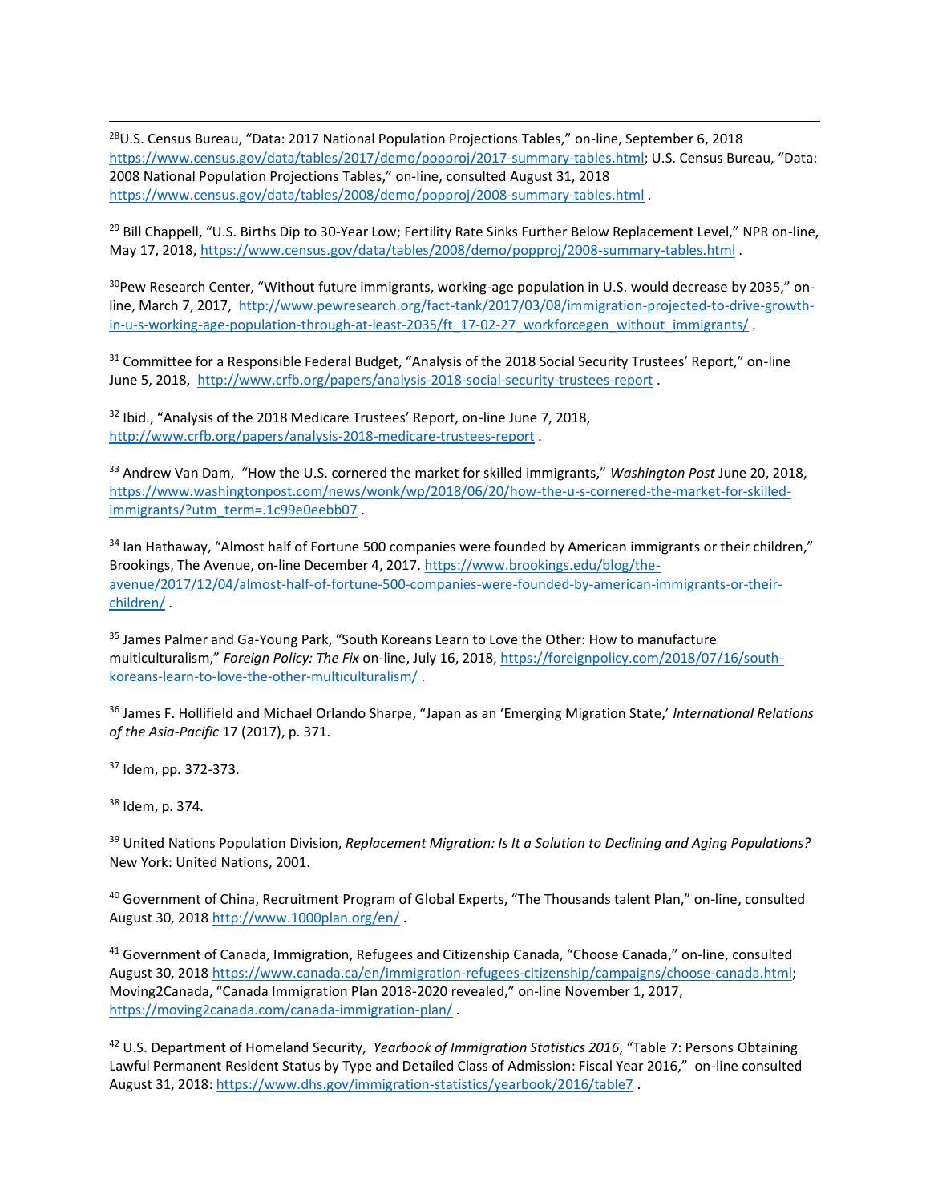[28]U.S. Census Bureau, "Data: 2017 National Population Projections Tables," on-line, September 6, 2018 https://www.census.gov/data/tables/2017/demo/popproj/2017-summary-tables.html; U.S. Census Bureau, "Data: 2008 National Population Projections Tables," on-line, consulted August 31, 2018 https://www.census.gov/data/tables/2008/demo/popproj/2008-summary-tables.html .

[29] Bill Chappell, "U.S. Births Dip to 30-Year Low; Fertility Rate Sinks Further Below Replacement Level," NPR on-line, May 17, 2018, https://www.census.gov/data/tables/2008/demo/popproj/2008-summary-tables.html .

[30]Pew Research Center, "Without future immigrants, working-age population in U.S. would decrease by 2035," on-line, March 7, 2017, http://www.pewresearch.org/fact-tank/2017/03/08/immigration-projected-to-drive-growth-in-u-s-working-age-population-through-at-least-2035/ft_17-02-27_workforcegen_without_immigrants/ .

[31] Committee for a Responsible Federal Budget, "Analysis of the 2018 Social Security Trustees' Report," on-line June 5, 2018, http://www.crfb.org/papers/analysis-2018-social-security-trustees-report .

[32] Ibid., "Analysis of the 2018 Medicare Trustees' Report, on-line June 7, 2018, http://www.crfb.org/papers/analysis-2018-medicare-trustees-report .

[33] Andrew Van Dam, "How the U.S. cornered the market for skilled immigrants," *Washington Post* June 20, 2018, https://www.washingtonpost.com/news/wonk/wp/2018/06/20/how-the-u-s-cornered-the-market-for-skilled-immigrants/?utm_term=.1c99e0eebb07 .

[34] Ian Hathaway, "Almost half of Fortune 500 companies were founded by American immigrants or their children," Brookings, The Avenue, on-line December 4, 2017. https://www.brookings.edu/blog/the-avenue/2017/12/04/almost-half-of-fortune-500-companies-were-founded-by-american-immigrants-or-their-children/ .

[35] James Palmer and Ga-Young Park, "South Koreans Learn to Love the Other: How to manufacture multiculturalism," *Foreign Policy: The Fix* on-line, July 16, 2018, https://foreignpolicy.com/2018/07/16/south-koreans-learn-to-love-the-other-multiculturalism/ .

[36] James F. Hollifield and Michael Orlando Sharpe, "Japan as an 'Emerging Migration State,' *International Relations of the Asia-Pacific* 17 (2017), p. 371.

[37] Idem, pp. 372-373.

[38] Idem, p. 374.

[39] United Nations Population Division, *Replacement Migration: Is It a Solution to Declining and Aging Populations?* New York: United Nations, 2001.

[40] Government of China, Recruitment Program of Global Experts, "The Thousands talent Plan," on-line, consulted August 30, 2018 http://www.1000plan.org/en/ .

[41] Government of Canada, Immigration, Refugees and Citizenship Canada, "Choose Canada," on-line, consulted August 30, 2018 https://www.canada.ca/en/immigration-refugees-citizenship/campaigns/choose-canada.html; Moving2Canada, "Canada Immigration Plan 2018-2020 revealed," on-line November 1, 2017, https://moving2canada.com/canada-immigration-plan/ .

[42] U.S. Department of Homeland Security, *Yearbook of Immigration Statistics 2016*, "Table 7: Persons Obtaining Lawful Permanent Resident Status by Type and Detailed Class of Admission: Fiscal Year 2016," on-line consulted August 31, 2018: https://www.dhs.gov/immigration-statistics/yearbook/2016/table7 .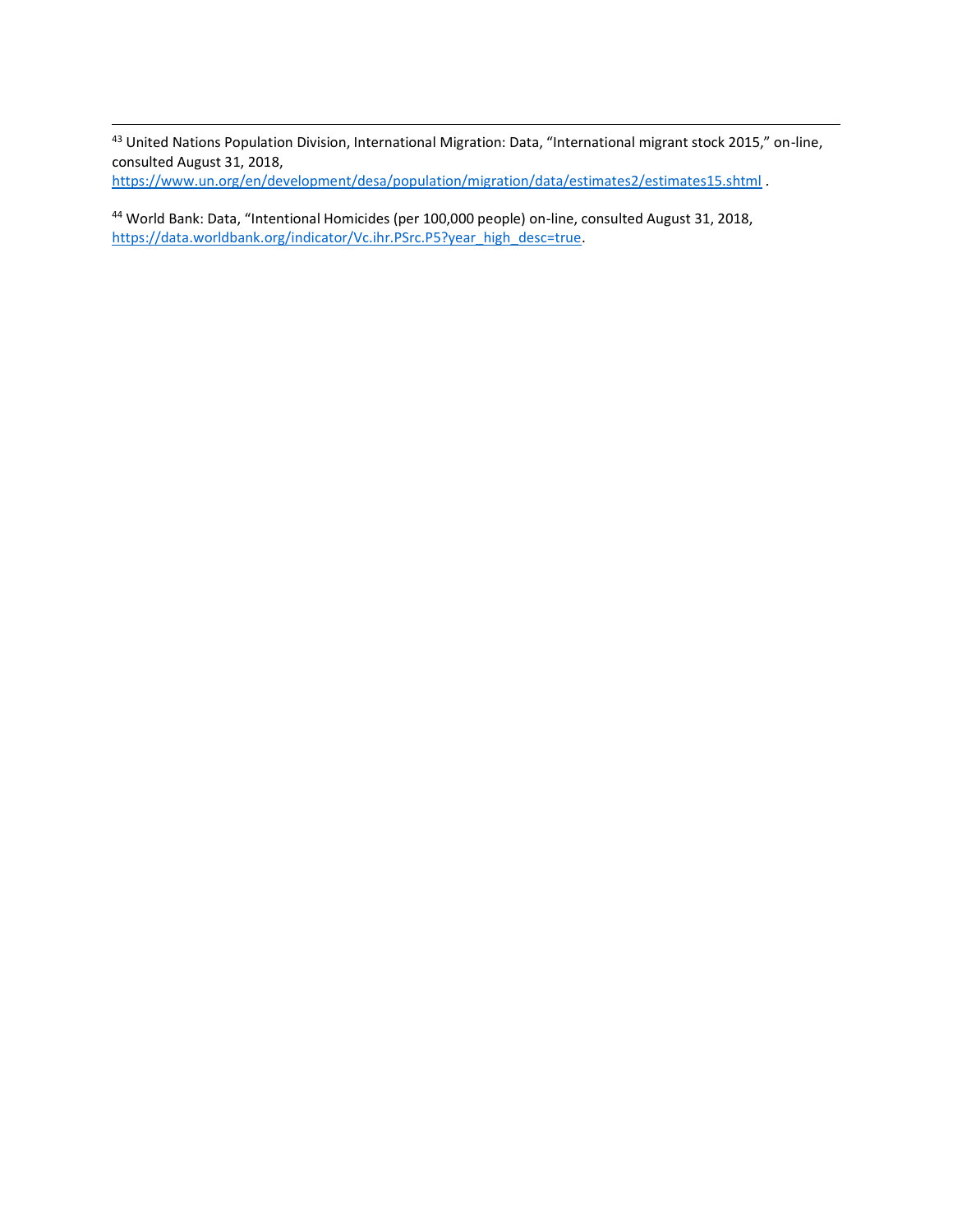[43] United Nations Population Division, International Migration: Data, "International migrant stock 2015," on-line, consulted August 31, 2018, https://www.un.org/en/development/desa/population/migration/data/estimates2/estimates15.shtml .

[44] World Bank: Data, "Intentional Homicides (per 100,000 people) on-line, consulted August 31, 2018, https://data.worldbank.org/indicator/Vc.ihr.PSrc.P5?year_high_desc=true.